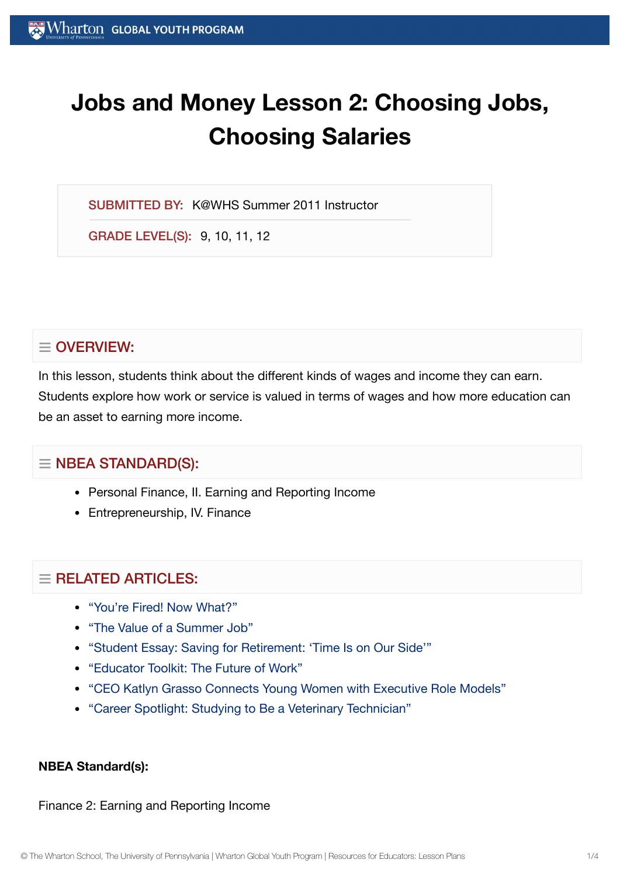# Jobs and Money Lesson 2: Choosing Jobs, Choosing Salaries

**SUBMITTED BY:** K@WHS Summer 2011 Instructor

**GRADE LEVEL(S):** 9, 10, 11, 12

## OVERVIEW:

In this lesson, students think about the different kinds of wages and income they can earn. Students explore how work or service is valued in terms of wages and how more education can be an asset to earning more income.

## NBEA STANDARD(S):

- Personal Finance, II. Earning and Reporting Income
- Entrepreneurship, IV. Finance

## RELATED ARTICLES:

- "You're Fired! Now What?"
- "The Value of a Summer Job"
- "Student Essay: Saving for Retirement: 'Time Is on Our Side'"
- "Educator Toolkit: The Future of Work"
- "CEO Katlyn Grasso Connects Young Women with Executive Role Models"
- "Career Spotlight: Studying to Be a Veterinary Technician"

**NBEA Standard(s):**

Finance 2: Earning and Reporting Income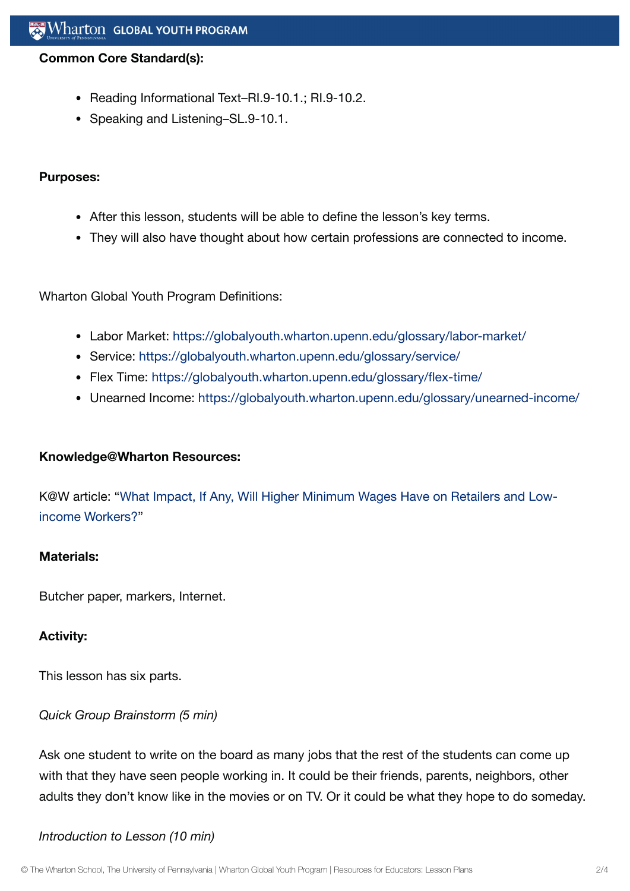**Common Core Standard(s):**

- Reading Informational Text–RI.9-10.1.; RI.9-10.2.
- Speaking and Listening–SL.9-10.1.

**Purposes:**

- After this lesson, students will be able to define the lesson's key terms.
- They will also have thought about how certain professions are connected to income.

Wharton Global Youth Program Definitions:

- Labor Market: https://globalyouth.wharton.upenn.edu/glossary/labor-market/
- Service: https://globalyouth.wharton.upenn.edu/glossary/service/
- Flex Time: https://globalyouth.wharton.upenn.edu/glossary/flex-time/
- Unearned Income: https://globalyouth.wharton.upenn.edu/glossary/unearned-income/

**Knowledge@Wharton Resources:**

K@W article: "What Impact, If Any, Will Higher Minimum Wages Have on Retailers and Low-income Workers?"

**Materials:**

Butcher paper, markers, Internet.

**Activity:**

This lesson has six parts.

*Quick Group Brainstorm (5 min)*

Ask one student to write on the board as many jobs that the rest of the students can come up with that they have seen people working in. It could be their friends, parents, neighbors, other adults they don't know like in the movies or on TV. Or it could be what they hope to do someday.

*Introduction to Lesson (10 min)*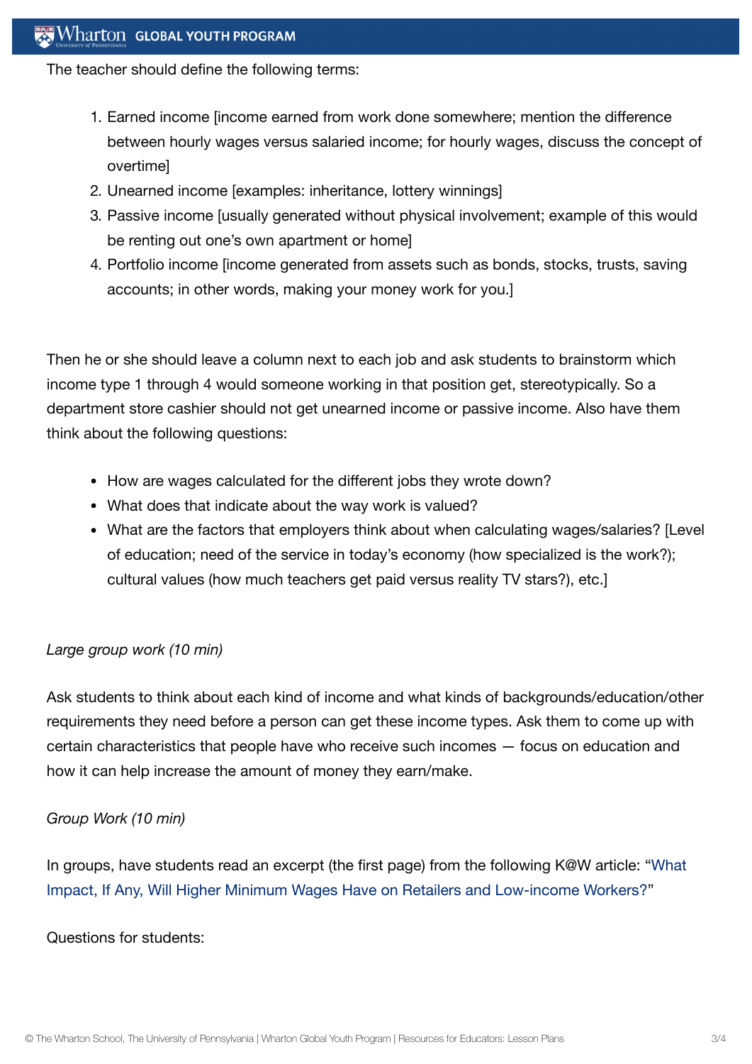The teacher should define the following terms:

1. Earned income [income earned from work done somewhere; mention the difference between hourly wages versus salaried income; for hourly wages, discuss the concept of overtime]
2. Unearned income [examples: inheritance, lottery winnings]
3. Passive income [usually generated without physical involvement; example of this would be renting out one's own apartment or home]
4. Portfolio income [income generated from assets such as bonds, stocks, trusts, saving accounts; in other words, making your money work for you.]

Then he or she should leave a column next to each job and ask students to brainstorm which income type 1 through 4 would someone working in that position get, stereotypically. So a department store cashier should not get unearned income or passive income. Also have them think about the following questions:

- How are wages calculated for the different jobs they wrote down?
- What does that indicate about the way work is valued?
- What are the factors that employers think about when calculating wages/salaries? [Level of education; need of the service in today's economy (how specialized is the work?); cultural values (how much teachers get paid versus reality TV stars?), etc.]

*Large group work (10 min)*

Ask students to think about each kind of income and what kinds of backgrounds/education/other requirements they need before a person can get these income types. Ask them to come up with certain characteristics that people have who receive such incomes — focus on education and how it can help increase the amount of money they earn/make.

*Group Work (10 min)*

In groups, have students read an excerpt (the first page) from the following K@W article: "What Impact, If Any, Will Higher Minimum Wages Have on Retailers and Low-income Workers?"

Questions for students: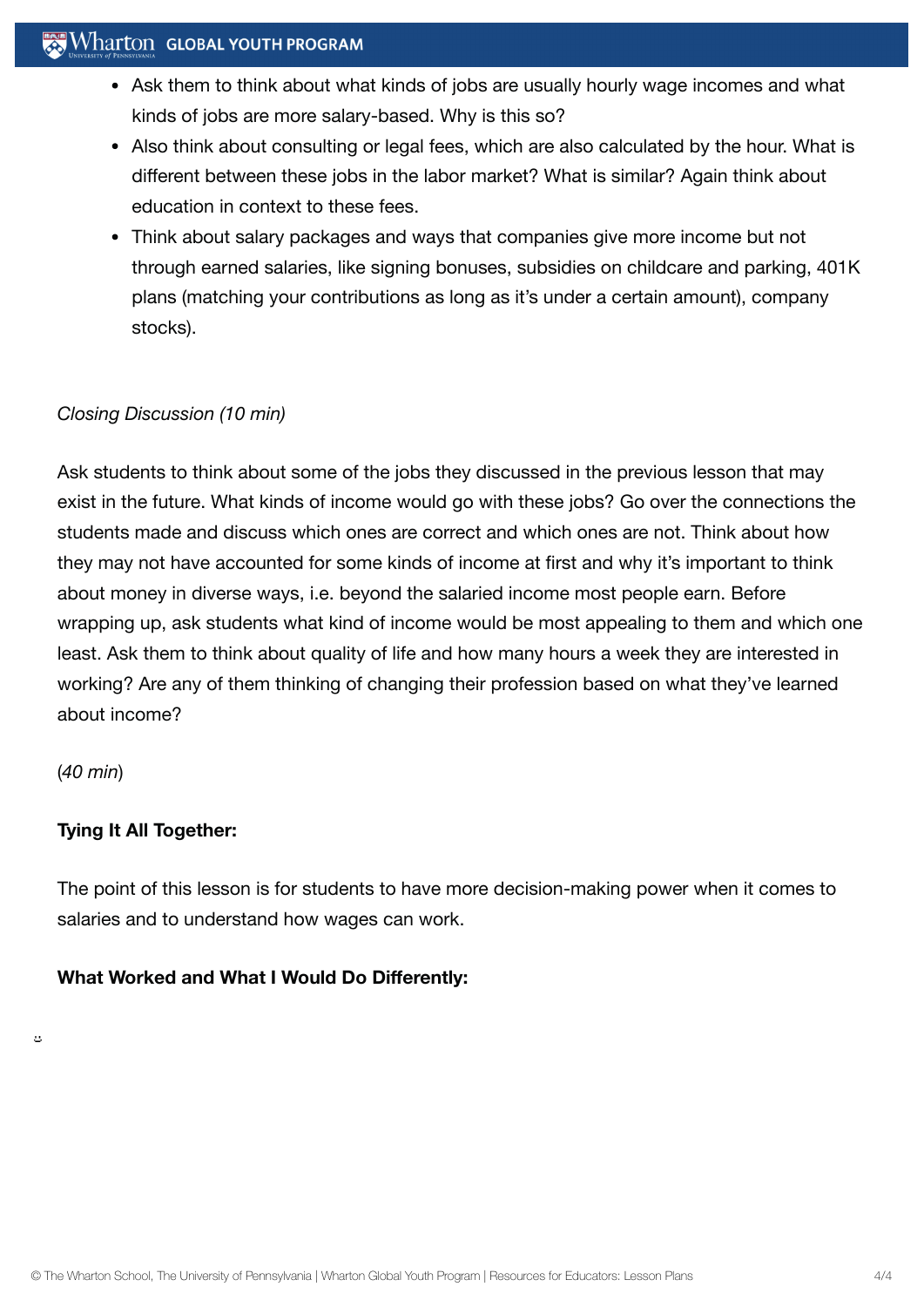- Ask them to think about what kinds of jobs are usually hourly wage incomes and what kinds of jobs are more salary-based. Why is this so?
- Also think about consulting or legal fees, which are also calculated by the hour. What is different between these jobs in the labor market? What is similar? Again think about education in context to these fees.
- Think about salary packages and ways that companies give more income but not through earned salaries, like signing bonuses, subsidies on childcare and parking, 401K plans (matching your contributions as long as it's under a certain amount), company stocks).

*Closing Discussion (10 min)*

Ask students to think about some of the jobs they discussed in the previous lesson that may exist in the future. What kinds of income would go with these jobs? Go over the connections the students made and discuss which ones are correct and which ones are not. Think about how they may not have accounted for some kinds of income at first and why it's important to think about money in diverse ways, i.e. beyond the salaried income most people earn. Before wrapping up, ask students what kind of income would be most appealing to them and which one least. Ask them to think about quality of life and how many hours a week they are interested in working? Are any of them thinking of changing their profession based on what they've learned about income?

(*40 min*)

**Tying It All Together:**

The point of this lesson is for students to have more decision-making power when it comes to salaries and to understand how wages can work.

**What Worked and What I Would Do Differently:**